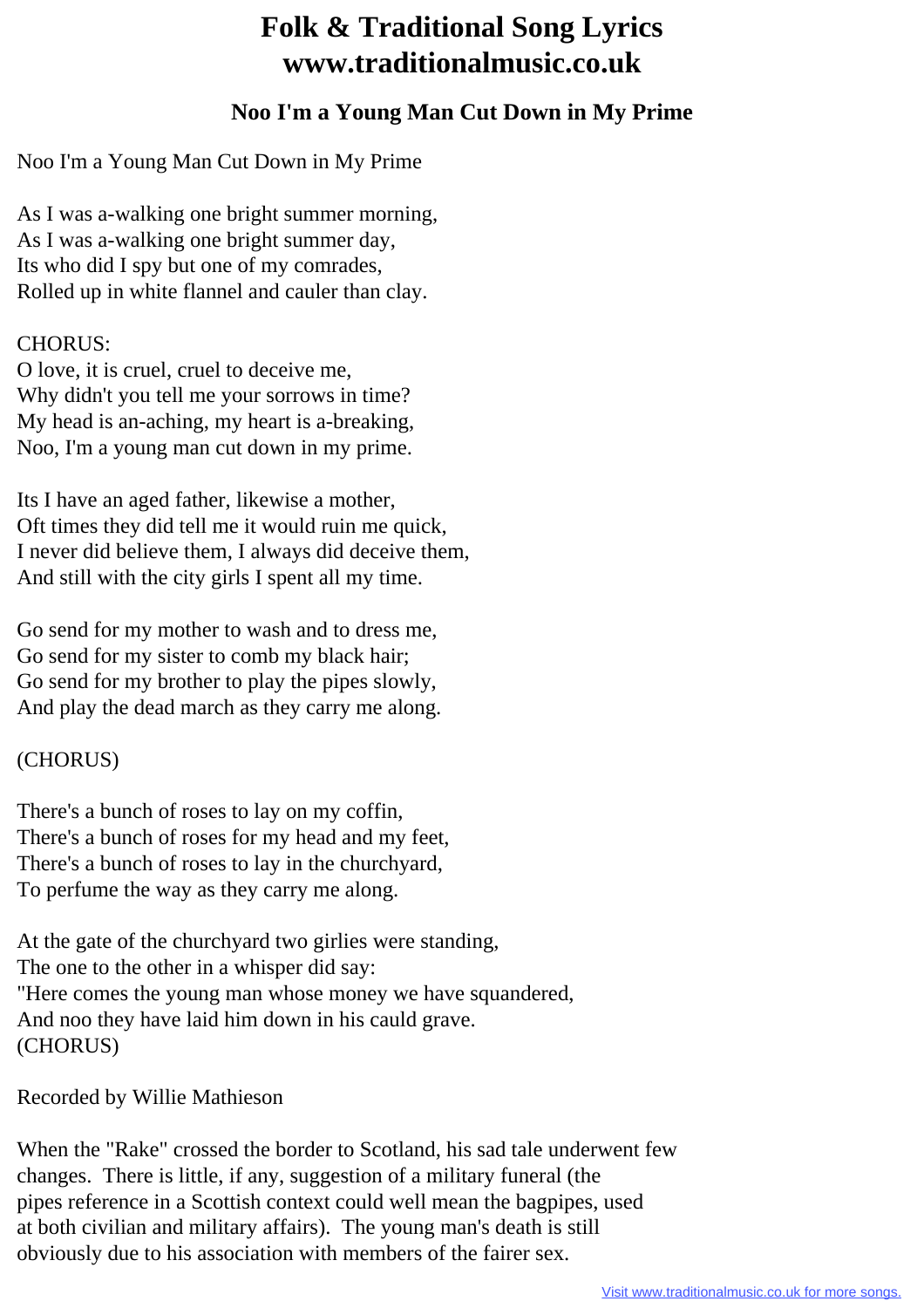# Folk & Traditional Song Lyrics
# www.traditionalmusic.co.uk

## Noo I'm a Young Man Cut Down in My Prime

Noo I'm a Young Man Cut Down in My Prime

As I was a-walking one bright summer morning,
As I was a-walking one bright summer day,
Its who did I spy but one of my comrades,
Rolled up in white flannel and cauler than clay.

CHORUS:
O love, it is cruel, cruel to deceive me,
Why didn't you tell me your sorrows in time?
My head is an-aching, my heart is a-breaking,
Noo, I'm a young man cut down in my prime.

Its I have an aged father, likewise a mother,
Oft times they did tell me it would ruin me quick,
I never did believe them, I always did deceive them,
And still with the city girls I spent all my time.

Go send for my mother to wash and to dress me,
Go send for my sister to comb my black hair;
Go send for my brother to play the pipes slowly,
And play the dead march as they carry me along.

(CHORUS)

There's a bunch of roses to lay on my coffin,
There's a bunch of roses for my head and my feet,
There's a bunch of roses to lay in the churchyard,
To perfume the way as they carry me along.

At the gate of the churchyard two girlies were standing,
The one to the other in a whisper did say:
"Here comes the young man whose money we have squandered,
And noo they have laid him down in his cauld grave.
(CHORUS)

Recorded by Willie Mathieson

When the "Rake" crossed the border to Scotland, his sad tale underwent few changes. There is little, if any, suggestion of a military funeral (the pipes reference in a Scottish context could well mean the bagpipes, used at both civilian and military affairs). The young man's death is still obviously due to his association with members of the fairer sex.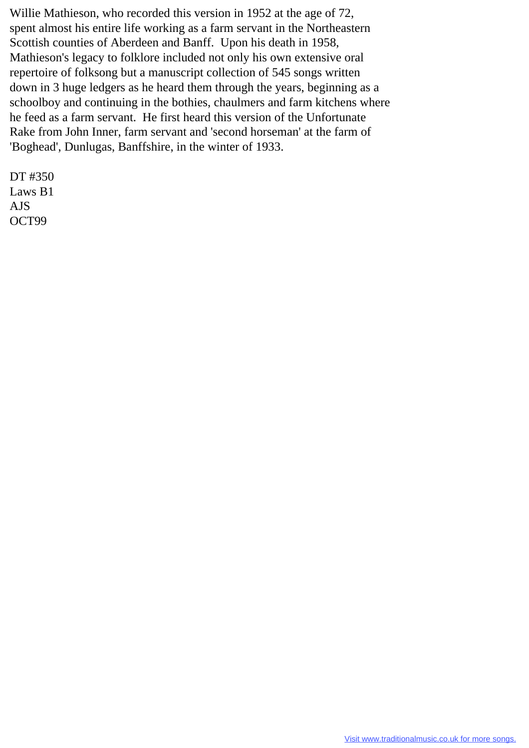Willie Mathieson, who recorded this version in 1952 at the age of 72, spent almost his entire life working as a farm servant in the Northeastern Scottish counties of Aberdeen and Banff. Upon his death in 1958, Mathieson's legacy to folklore included not only his own extensive oral repertoire of folksong but a manuscript collection of 545 songs written down in 3 huge ledgers as he heard them through the years, beginning as a schoolboy and continuing in the bothies, chaulmers and farm kitchens where he feed as a farm servant. He first heard this version of the Unfortunate Rake from John Inner, farm servant and 'second horseman' at the farm of 'Boghead', Dunlugas, Banffshire, in the winter of 1933.

DT #350
Laws B1
AJS
OCT99

Visit www.traditionalmusic.co.uk for more songs.